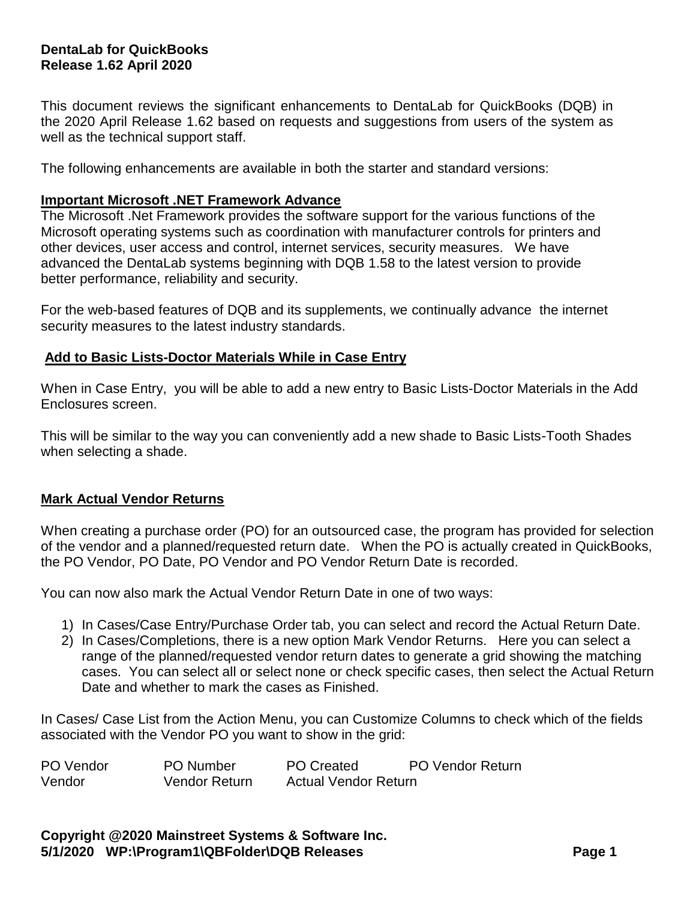**DentaLab for QuickBooks**
**Release 1.62 April 2020**

This document reviews the significant enhancements to DentaLab for QuickBooks (DQB) in the 2020 April Release 1.62 based on requests and suggestions from users of the system as well as the technical support staff.

The following enhancements are available in both the starter and standard versions:

**Important Microsoft .NET Framework Advance**

The Microsoft .Net Framework provides the software support for the various functions of the Microsoft operating systems such as coordination with manufacturer controls for printers and other devices, user access and control, internet services, security measures. We have advanced the DentaLab systems beginning with DQB 1.58 to the latest version to provide better performance, reliability and security.

For the web-based features of DQB and its supplements, we continually advance the internet security measures to the latest industry standards.

**Add to Basic Lists-Doctor Materials While in Case Entry**

When in Case Entry, you will be able to add a new entry to Basic Lists-Doctor Materials in the Add Enclosures screen.

This will be similar to the way you can conveniently add a new shade to Basic Lists-Tooth Shades when selecting a shade.

**Mark Actual Vendor Returns**

When creating a purchase order (PO) for an outsourced case, the program has provided for selection of the vendor and a planned/requested return date. When the PO is actually created in QuickBooks, the PO Vendor, PO Date, PO Vendor and PO Vendor Return Date is recorded.

You can now also mark the Actual Vendor Return Date in one of two ways:

1) In Cases/Case Entry/Purchase Order tab, you can select and record the Actual Return Date.
2) In Cases/Completions, there is a new option Mark Vendor Returns. Here you can select a range of the planned/requested vendor return dates to generate a grid showing the matching cases. You can select all or select none or check specific cases, then select the Actual Return Date and whether to mark the cases as Finished.

In Cases/ Case List from the Action Menu, you can Customize Columns to check which of the fields associated with the Vendor PO you want to show in the grid:

| PO Vendor | PO Number | PO Created | PO Vendor Return |
|---|---|---|---|
| Vendor | Vendor Return | Actual Vendor Return | |

**Copyright @2020 Mainstreet Systems & Software Inc.**
**5/1/2020 WP:\Program1\QBFolder\DQB Releases**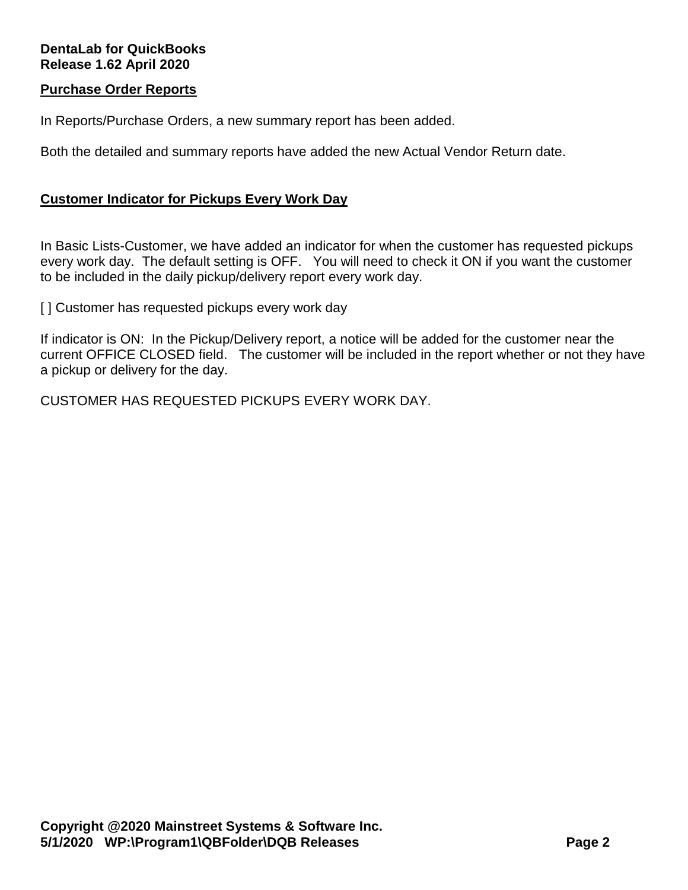## Purchase Order Reports

In Reports/Purchase Orders, a new summary report has been added.

Both the detailed and summary reports have added the new Actual Vendor Return date.

## Customer Indicator for Pickups Every Work Day

In Basic Lists-Customer, we have added an indicator for when the customer has requested pickups every work day. The default setting is OFF. You will need to check it ON if you want the customer to be included in the daily pickup/delivery report every work day.

[ ] Customer has requested pickups every work day

If indicator is ON: In the Pickup/Delivery report, a notice will be added for the customer near the current OFFICE CLOSED field. The customer will be included in the report whether or not they have a pickup or delivery for the day.

CUSTOMER HAS REQUESTED PICKUPS EVERY WORK DAY.